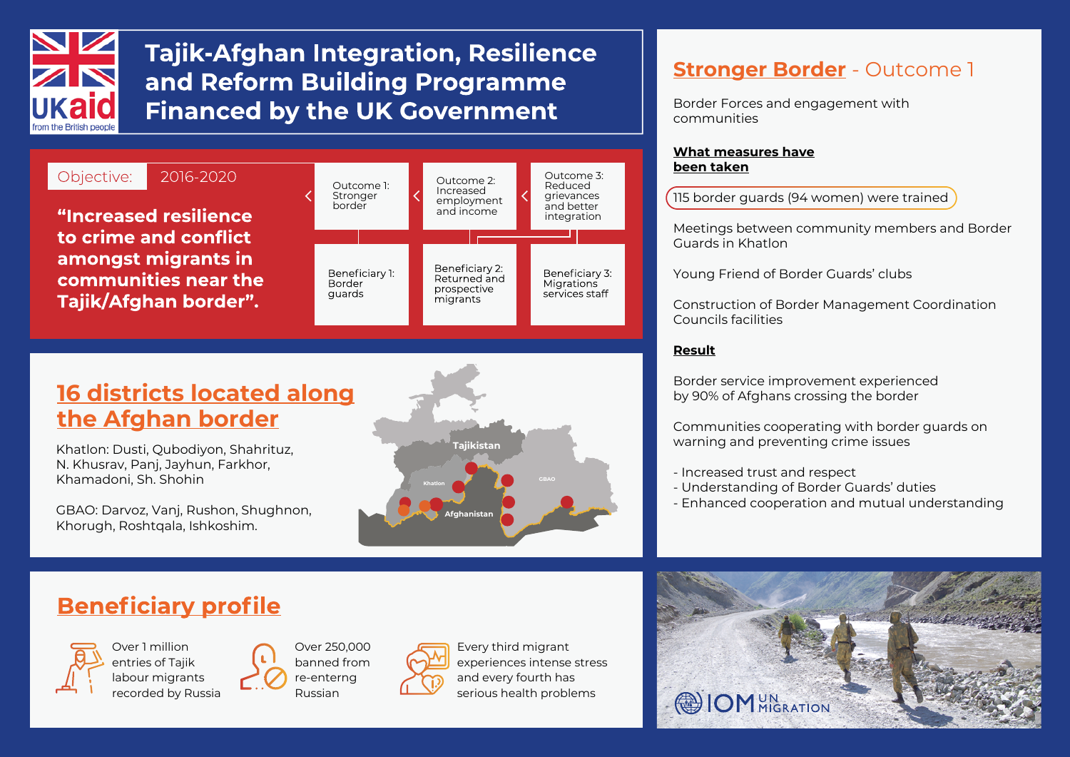# Tajik-Afghan Integration, Resilience and Reform Building Programme Financed by the UK Government

UKaid from the British people

**Objective:** 2016-2020

**"Increased resilience to crime and conflict amongst migrants in communities near the Tajik/Afghan border".**

| Outcome 1: Stronger border | Outcome 2: Increased employment and income | Outcome 3: Reduced grievances and better integration |
|---|---|---|
| Beneficiary 1: Border guards | Beneficiary 2: Returned and prospective migrants | Beneficiary 3: Migrations services staff |

## 16 districts located along the Afghan border

Khatlon: Dusti, Qubodiyon, Shahrituz, N. Khusrav, Panj, Jayhun, Farkhor, Khamadoni, Sh. Shohin

GBAO: Darvoz, Vanj, Rushon, Shughnon, Khorugh, Roshtqala, Ishkoshim.

Tajikistan, Khatlon, GBAO, Afghanistan

## Beneficiary profile

- Over 1 million entries of Tajik labour migrants recorded by Russia
- Over 250,000 banned from re-enterng Russian
- Every third migrant experiences intense stress and every fourth has serious health problems

## Stronger Border - Outcome 1

Border Forces and engagement with communities

**What measures have been taken**

115 border guards (94 women) were trained

Meetings between community members and Border Guards in Khatlon

Young Friend of Border Guards' clubs

Construction of Border Management Coordination Councils facilities

**Result**

Border service improvement experienced by 90% of Afghans crossing the border

Communities cooperating with border guards on warning and preventing crime issues

- Increased trust and respect
- Understanding of Border Guards' duties
- Enhanced cooperation and mutual understanding

IOM UN MIGRATION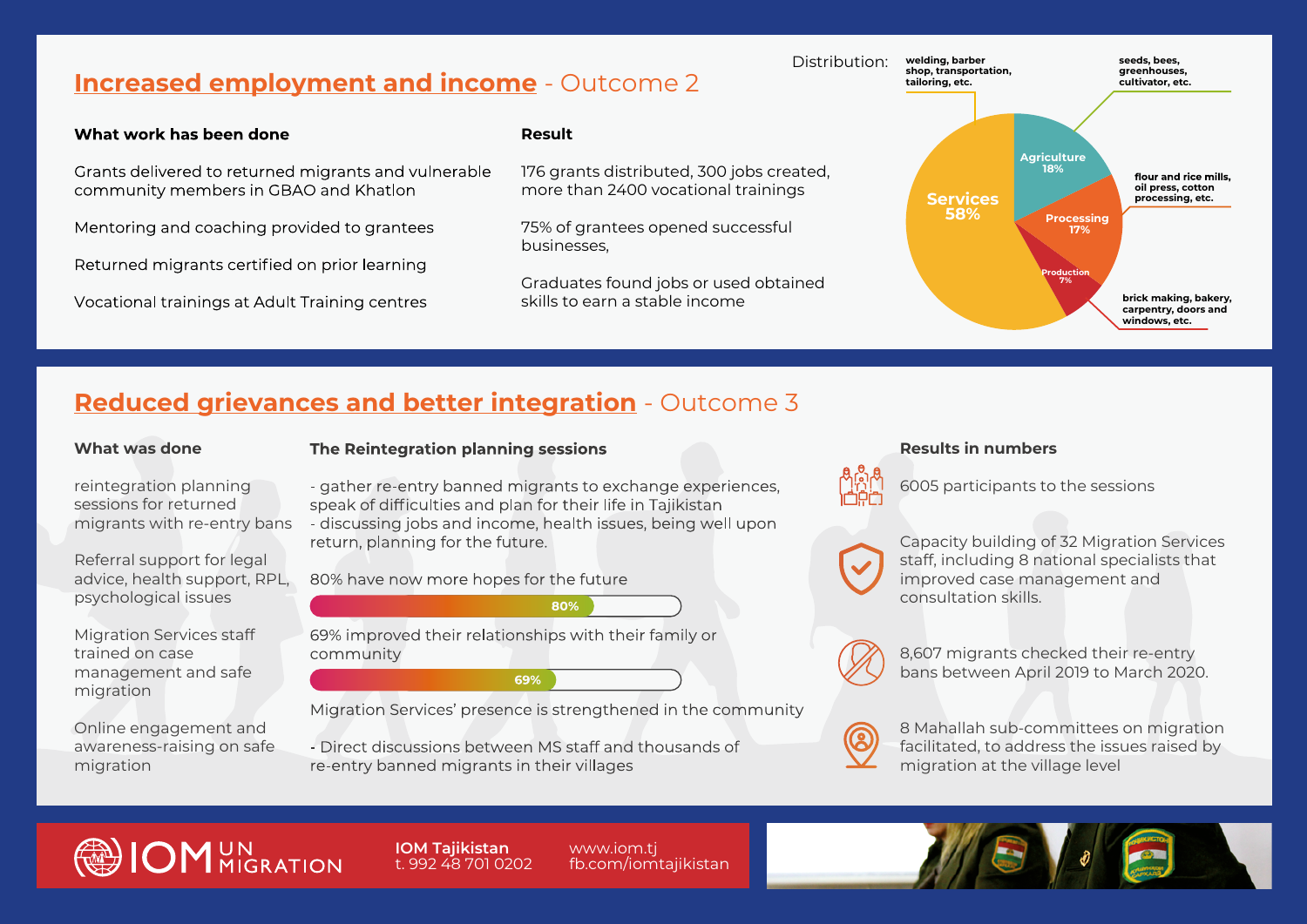## Increased employment and income - Outcome 2

| What work has been done | Result |
|---|---|
| Grants delivered to returned migrants and vulnerable community members in GBAO and Khatlon | 176 grants distributed, 300 jobs created, more than 2400 vocational trainings |
| Mentoring and coaching provided to grantees | 75% of grantees opened successful businesses, |
| Returned migrants certified on prior learning | Graduates found jobs or used obtained skills to earn a stable income |
| Vocational trainings at Adult Training centres | |

Distribution:

Services 58% — welding, barber shop, transportation, tailoring, etc.

Agriculture 18% — seeds, bees, greenhouses, cultivator, etc.

Processing 17% — flour and rice mills, oil press, cotton processing, etc.

Production 7% — brick making, bakery, carpentry, doors and windows, etc.

## Reduced grievances and better integration - Outcome 3

### What was done

reintegration planning sessions for returned migrants with re-entry bans

Referral support for legal advice, health support, RPL, psychological issues

Migration Services staff trained on case management and safe migration

Online engagement and awareness-raising on safe migration

### The Reintegration planning sessions

- gather re-entry banned migrants to exchange experiences, speak of difficulties and plan for their life in Tajikistan
- discussing jobs and income, health issues, being well upon return, planning for the future.

80% have now more hopes for the future

80%

69% improved their relationships with their family or community

69%

Migration Services' presence is strengthened in the community

- Direct discussions between MS staff and thousands of re-entry banned migrants in their villages

### Results in numbers

6005 participants to the sessions

Capacity building of 32 Migration Services staff, including 8 national specialists that improved case management and consultation skills.

8,607 migrants checked their re-entry bans between April 2019 to March 2020.

8 Mahallah sub-committees on migration facilitated, to address the issues raised by migration at the village level

IOM UN MIGRATION

IOM Tajikistan
t. 992 48 701 0202

www.iom.tj
fb.com/iomtajikistan